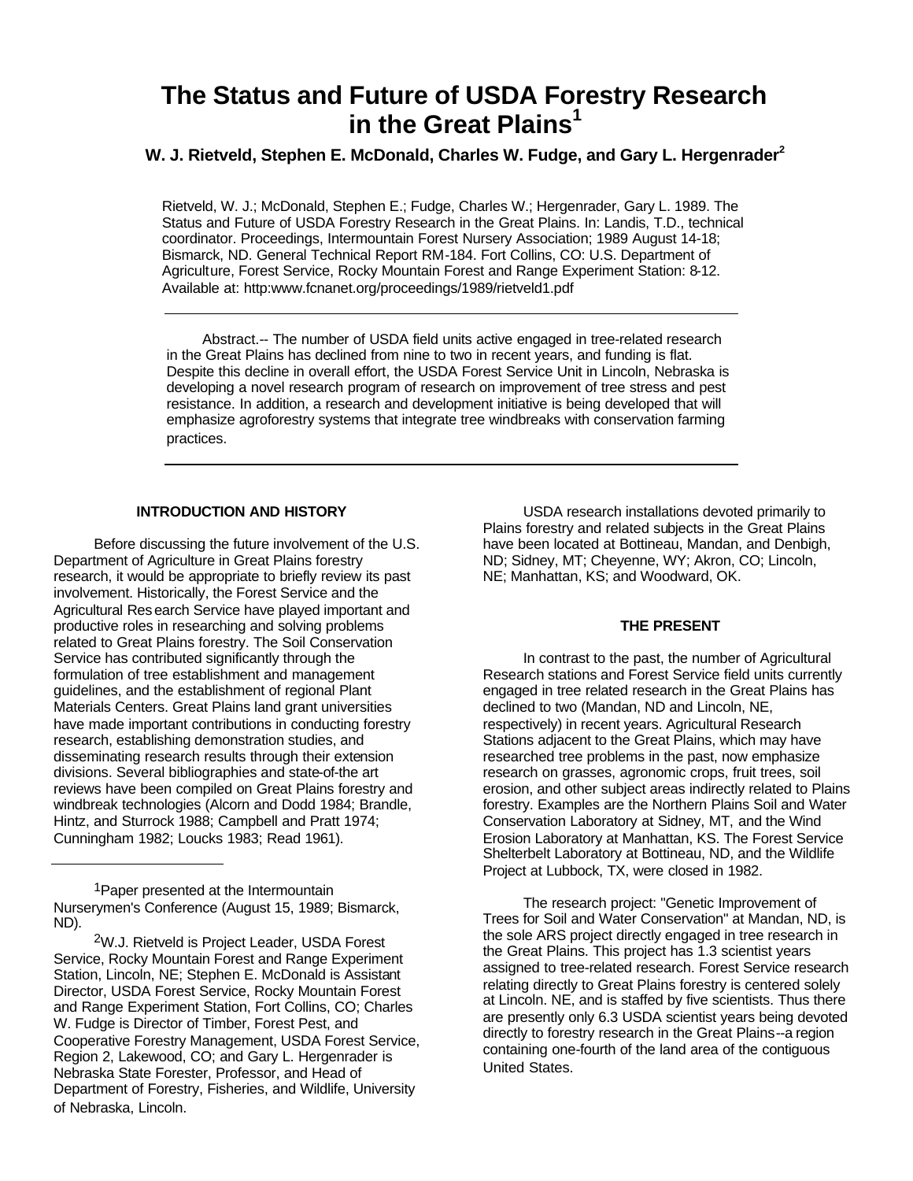# The Status and Future of USDA Forestry Research in the Great Plains[1]

**W. J. Rietveld, Stephen E. McDonald, Charles W. Fudge, and Gary L. Hergenrader[2]**

Rietveld, W. J.; McDonald, Stephen E.; Fudge, Charles W.; Hergenrader, Gary L. 1989. The Status and Future of USDA Forestry Research in the Great Plains. In: Landis, T.D., technical coordinator. Proceedings, Intermountain Forest Nursery Association; 1989 August 14-18; Bismarck, ND. General Technical Report RM-184. Fort Collins, CO: U.S. Department of Agriculture, Forest Service, Rocky Mountain Forest and Range Experiment Station: 8-12. Available at: http:www.fcnanet.org/proceedings/1989/rietveld1.pdf

---

Abstract.-- The number of USDA field units active engaged in tree-related research in the Great Plains has declined from nine to two in recent years, and funding is flat. Despite this decline in overall effort, the USDA Forest Service Unit in Lincoln, Nebraska is developing a novel research program of research on improvement of tree stress and pest resistance. In addition, a research and development initiative is being developed that will emphasize agroforestry systems that integrate tree windbreaks with conservation farming practices.

---

## INTRODUCTION AND HISTORY

Before discussing the future involvement of the U.S. Department of Agriculture in Great Plains forestry research, it would be appropriate to briefly review its past involvement. Historically, the Forest Service and the Agricultural Research Service have played important and productive roles in researching and solving problems related to Great Plains forestry. The Soil Conservation Service has contributed significantly through the formulation of tree establishment and management guidelines, and the establishment of regional Plant Materials Centers. Great Plains land grant universities have made important contributions in conducting forestry research, establishing demonstration studies, and disseminating research results through their extension divisions. Several bibliographies and state-of-the art reviews have been compiled on Great Plains forestry and windbreak technologies (Alcorn and Dodd 1984; Brandle, Hintz, and Sturrock 1988; Campbell and Pratt 1974; Cunningham 1982; Loucks 1983; Read 1961).

USDA research installations devoted primarily to Plains forestry and related subjects in the Great Plains have been located at Bottineau, Mandan, and Denbigh, ND; Sidney, MT; Cheyenne, WY; Akron, CO; Lincoln, NE; Manhattan, KS; and Woodward, OK.

## THE PRESENT

In contrast to the past, the number of Agricultural Research stations and Forest Service field units currently engaged in tree related research in the Great Plains has declined to two (Mandan, ND and Lincoln, NE, respectively) in recent years. Agricultural Research Stations adjacent to the Great Plains, which may have researched tree problems in the past, now emphasize research on grasses, agronomic crops, fruit trees, soil erosion, and other subject areas indirectly related to Plains forestry. Examples are the Northern Plains Soil and Water Conservation Laboratory at Sidney, MT, and the Wind Erosion Laboratory at Manhattan, KS. The Forest Service Shelterbelt Laboratory at Bottineau, ND, and the Wildlife Project at Lubbock, TX, were closed in 1982.

The research project: "Genetic Improvement of Trees for Soil and Water Conservation" at Mandan, ND, is the sole ARS project directly engaged in tree research in the Great Plains. This project has 1.3 scientist years assigned to tree-related research. Forest Service research relating directly to Great Plains forestry is centered solely at Lincoln. NE, and is staffed by five scientists. Thus there are presently only 6.3 USDA scientist years being devoted directly to forestry research in the Great Plains--a region containing one-fourth of the land area of the contiguous United States.

---

[1]Paper presented at the Intermountain Nurserymen's Conference (August 15, 1989; Bismarck, ND).

[2]W.J. Rietveld is Project Leader, USDA Forest Service, Rocky Mountain Forest and Range Experiment Station, Lincoln, NE; Stephen E. McDonald is Assistant Director, USDA Forest Service, Rocky Mountain Forest and Range Experiment Station, Fort Collins, CO; Charles W. Fudge is Director of Timber, Forest Pest, and Cooperative Forestry Management, USDA Forest Service, Region 2, Lakewood, CO; and Gary L. Hergenrader is Nebraska State Forester, Professor, and Head of Department of Forestry, Fisheries, and Wildlife, University of Nebraska, Lincoln.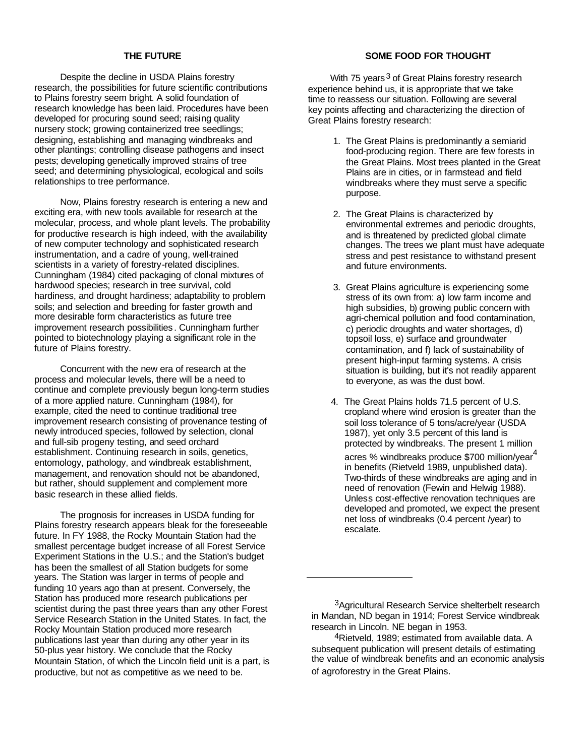## THE FUTURE

Despite the decline in USDA Plains forestry research, the possibilities for future scientific contributions to Plains forestry seem bright. A solid foundation of research knowledge has been laid. Procedures have been developed for procuring sound seed; raising quality nursery stock; growing containerized tree seedlings; designing, establishing and managing windbreaks and other plantings; controlling disease pathogens and insect pests; developing genetically improved strains of tree seed; and determining physiological, ecological and soils relationships to tree performance.

Now, Plains forestry research is entering a new and exciting era, with new tools available for research at the molecular, process, and whole plant levels. The probability for productive research is high indeed, with the availability of new computer technology and sophisticated research instrumentation, and a cadre of young, well-trained scientists in a variety of forestry-related disciplines. Cunningham (1984) cited packaging of clonal mixtures of hardwood species; research in tree survival, cold hardiness, and drought hardiness; adaptability to problem soils; and selection and breeding for faster growth and more desirable form characteristics as future tree improvement research possibilities. Cunningham further pointed to biotechnology playing a significant role in the future of Plains forestry.

Concurrent with the new era of research at the process and molecular levels, there will be a need to continue and complete previously begun long-term studies of a more applied nature. Cunningham (1984), for example, cited the need to continue traditional tree improvement research consisting of provenance testing of newly introduced species, followed by selection, clonal and full-sib progeny testing, and seed orchard establishment. Continuing research in soils, genetics, entomology, pathology, and windbreak establishment, management, and renovation should not be abandoned, but rather, should supplement and complement more basic research in these allied fields.

The prognosis for increases in USDA funding for Plains forestry research appears bleak for the foreseeable future. In FY 1988, the Rocky Mountain Station had the smallest percentage budget increase of all Forest Service Experiment Stations in the U.S.; and the Station's budget has been the smallest of all Station budgets for some years. The Station was larger in terms of people and funding 10 years ago than at present. Conversely, the Station has produced more research publications per scientist during the past three years than any other Forest Service Research Station in the United States. In fact, the Rocky Mountain Station produced more research publications last year than during any other year in its 50-plus year history. We conclude that the Rocky Mountain Station, of which the Lincoln field unit is a part, is productive, but not as competitive as we need to be.

## SOME FOOD FOR THOUGHT

With 75 years[3] of Great Plains forestry research experience behind us, it is appropriate that we take time to reassess our situation. Following are several key points affecting and characterizing the direction of Great Plains forestry research:

1. The Great Plains is predominantly a semiarid food-producing region. There are few forests in the Great Plains. Most trees planted in the Great Plains are in cities, or in farmstead and field windbreaks where they must serve a specific purpose.

2. The Great Plains is characterized by environmental extremes and periodic droughts, and is threatened by predicted global climate changes. The trees we plant must have adequate stress and pest resistance to withstand present and future environments.

3. Great Plains agriculture is experiencing some stress of its own from: a) low farm income and high subsidies, b) growing public concern with agri-chemical pollution and food contamination, c) periodic droughts and water shortages, d) topsoil loss, e) surface and groundwater contamination, and f) lack of sustainability of present high-input farming systems. A crisis situation is building, but it's not readily apparent to everyone, as was the dust bowl.

4. The Great Plains holds 71.5 percent of U.S. cropland where wind erosion is greater than the soil loss tolerance of 5 tons/acre/year (USDA 1987), yet only 3.5 percent of this land is protected by windbreaks. The present 1 million acres % windbreaks produce $700 million/year[4] in benefits (Rietveld 1989, unpublished data). Two-thirds of these windbreaks are aging and in need of renovation (Fewin and Helwig 1988). Unless cost-effective renovation techniques are developed and promoted, we expect the present net loss of windbreaks (0.4 percent /year) to escalate.

---

[3] Agricultural Research Service shelterbelt research in Mandan, ND began in 1914; Forest Service windbreak research in Lincoln. NE began in 1953.

[4] Rietveld, 1989; estimated from available data. A subsequent publication will present details of estimating the value of windbreak benefits and an economic analysis of agroforestry in the Great Plains.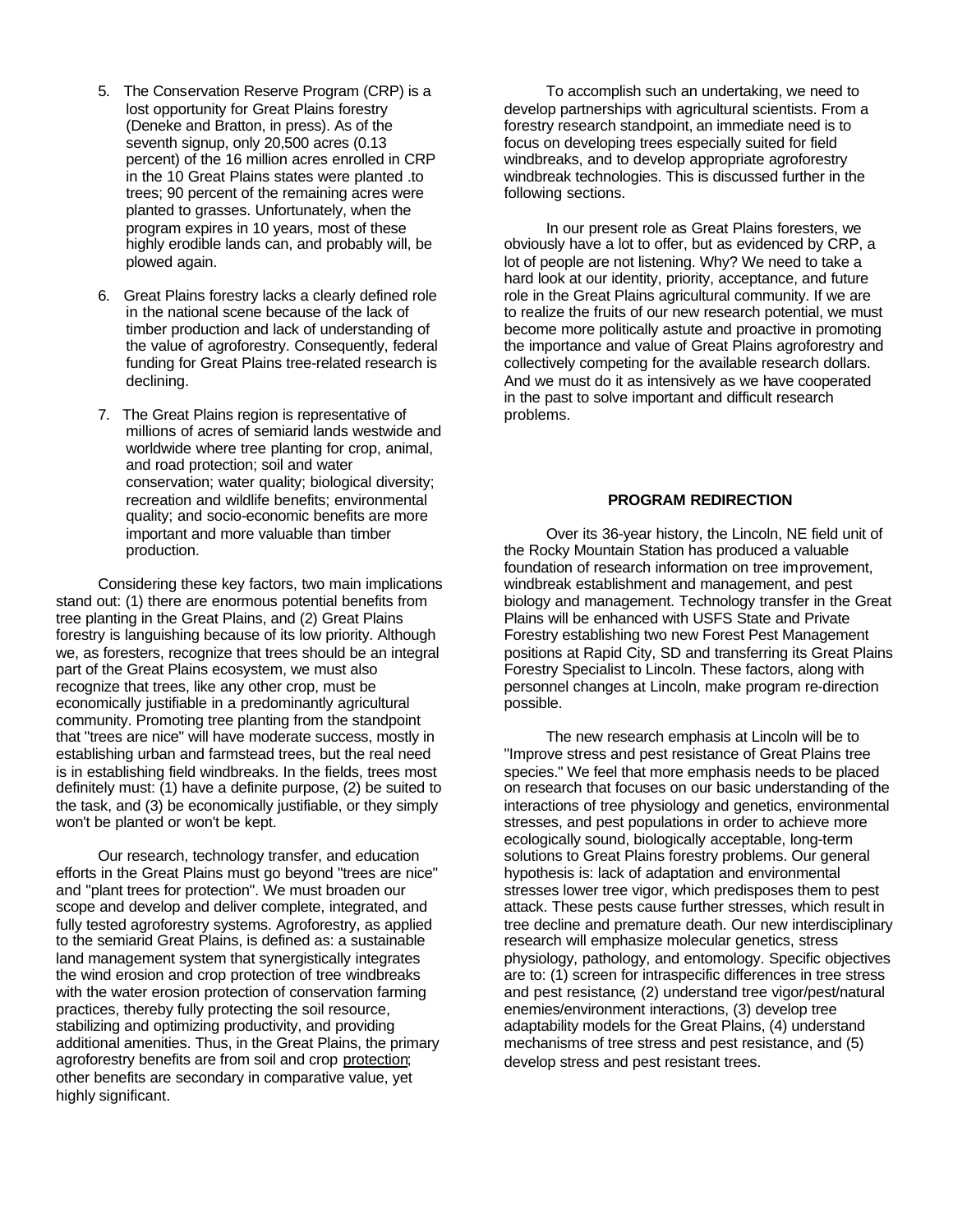5. The Conservation Reserve Program (CRP) is a lost opportunity for Great Plains forestry (Deneke and Bratton, in press). As of the seventh signup, only 20,500 acres (0.13 percent) of the 16 million acres enrolled in CRP in the 10 Great Plains states were planted .to trees; 90 percent of the remaining acres were planted to grasses. Unfortunately, when the program expires in 10 years, most of these highly erodible lands can, and probably will, be plowed again.

6. Great Plains forestry lacks a clearly defined role in the national scene because of the lack of timber production and lack of understanding of the value of agroforestry. Consequently, federal funding for Great Plains tree-related research is declining.

7. The Great Plains region is representative of millions of acres of semiarid lands westwide and worldwide where tree planting for crop, animal, and road protection; soil and water conservation; water quality; biological diversity; recreation and wildlife benefits; environmental quality; and socio-economic benefits are more important and more valuable than timber production.

Considering these key factors, two main implications stand out: (1) there are enormous potential benefits from tree planting in the Great Plains, and (2) Great Plains forestry is languishing because of its low priority. Although we, as foresters, recognize that trees should be an integral part of the Great Plains ecosystem, we must also recognize that trees, like any other crop, must be economically justifiable in a predominantly agricultural community. Promoting tree planting from the standpoint that "trees are nice" will have moderate success, mostly in establishing urban and farmstead trees, but the real need is in establishing field windbreaks. In the fields, trees most definitely must: (1) have a definite purpose, (2) be suited to the task, and (3) be economically justifiable, or they simply won't be planted or won't be kept.

Our research, technology transfer, and education efforts in the Great Plains must go beyond "trees are nice" and "plant trees for protection". We must broaden our scope and develop and deliver complete, integrated, and fully tested agroforestry systems. Agroforestry, as applied to the semiarid Great Plains, is defined as: a sustainable land management system that synergistically integrates the wind erosion and crop protection of tree windbreaks with the water erosion protection of conservation farming practices, thereby fully protecting the soil resource, stabilizing and optimizing productivity, and providing additional amenities. Thus, in the Great Plains, the primary agroforestry benefits are from soil and crop protection; other benefits are secondary in comparative value, yet highly significant.

To accomplish such an undertaking, we need to develop partnerships with agricultural scientists. From a forestry research standpoint, an immediate need is to focus on developing trees especially suited for field windbreaks, and to develop appropriate agroforestry windbreak technologies. This is discussed further in the following sections.

In our present role as Great Plains foresters, we obviously have a lot to offer, but as evidenced by CRP, a lot of people are not listening. Why? We need to take a hard look at our identity, priority, acceptance, and future role in the Great Plains agricultural community. If we are to realize the fruits of our new research potential, we must become more politically astute and proactive in promoting the importance and value of Great Plains agroforestry and collectively competing for the available research dollars. And we must do it as intensively as we have cooperated in the past to solve important and difficult research problems.

## PROGRAM REDIRECTION

Over its 36-year history, the Lincoln, NE field unit of the Rocky Mountain Station has produced a valuable foundation of research information on tree improvement, windbreak establishment and management, and pest biology and management. Technology transfer in the Great Plains will be enhanced with USFS State and Private Forestry establishing two new Forest Pest Management positions at Rapid City, SD and transferring its Great Plains Forestry Specialist to Lincoln. These factors, along with personnel changes at Lincoln, make program re-direction possible.

The new research emphasis at Lincoln will be to "Improve stress and pest resistance of Great Plains tree species." We feel that more emphasis needs to be placed on research that focuses on our basic understanding of the interactions of tree physiology and genetics, environmental stresses, and pest populations in order to achieve more ecologically sound, biologically acceptable, long-term solutions to Great Plains forestry problems. Our general hypothesis is: lack of adaptation and environmental stresses lower tree vigor, which predisposes them to pest attack. These pests cause further stresses, which result in tree decline and premature death. Our new interdisciplinary research will emphasize molecular genetics, stress physiology, pathology, and entomology. Specific objectives are to: (1) screen for intraspecific differences in tree stress and pest resistance, (2) understand tree vigor/pest/natural enemies/environment interactions, (3) develop tree adaptability models for the Great Plains, (4) understand mechanisms of tree stress and pest resistance, and (5) develop stress and pest resistant trees.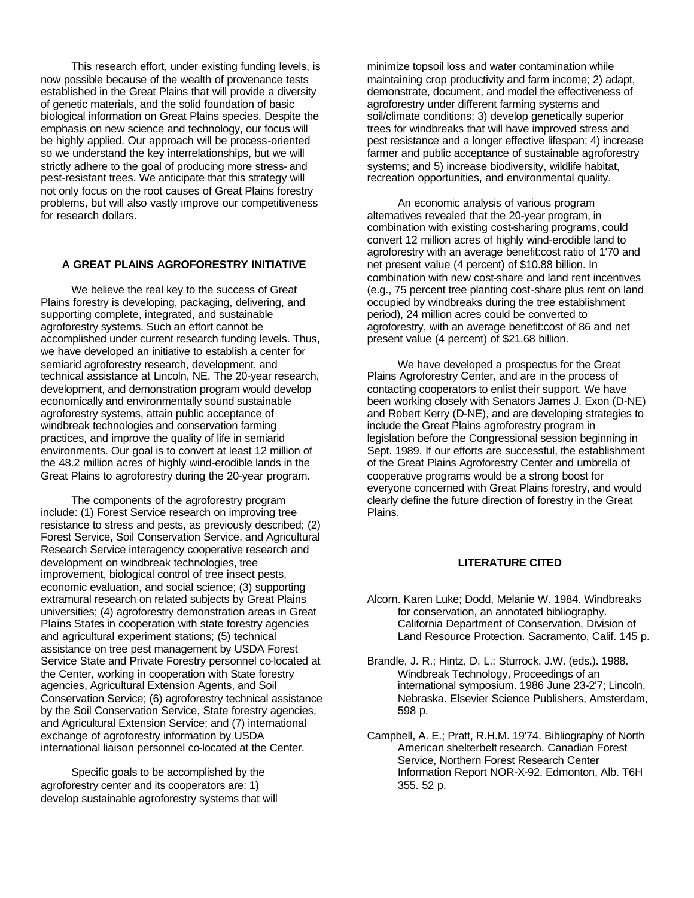This research effort, under existing funding levels, is now possible because of the wealth of provenance tests established in the Great Plains that will provide a diversity of genetic materials, and the solid foundation of basic biological information on Great Plains species. Despite the emphasis on new science and technology, our focus will be highly applied. Our approach will be process-oriented so we understand the key interrelationships, but we will strictly adhere to the goal of producing more stress- and pest-resistant trees. We anticipate that this strategy will not only focus on the root causes of Great Plains forestry problems, but will also vastly improve our competitiveness for research dollars.

## A GREAT PLAINS AGROFORESTRY INITIATIVE

We believe the real key to the success of Great Plains forestry is developing, packaging, delivering, and supporting complete, integrated, and sustainable agroforestry systems. Such an effort cannot be accomplished under current research funding levels. Thus, we have developed an initiative to establish a center for semiarid agroforestry research, development, and technical assistance at Lincoln, NE. The 20-year research, development, and demonstration program would develop economically and environmentally sound sustainable agroforestry systems, attain public acceptance of windbreak technologies and conservation farming practices, and improve the quality of life in semiarid environments. Our goal is to convert at least 12 million of the 48.2 million acres of highly wind-erodible lands in the Great Plains to agroforestry during the 20-year program.

The components of the agroforestry program include: (1) Forest Service research on improving tree resistance to stress and pests, as previously described; (2) Forest Service, Soil Conservation Service, and Agricultural Research Service interagency cooperative research and development on windbreak technologies, tree improvement, biological control of tree insect pests, economic evaluation, and social science; (3) supporting extramural research on related subjects by Great Plains universities; (4) agroforestry demonstration areas in Great Plains States in cooperation with state forestry agencies and agricultural experiment stations; (5) technical assistance on tree pest management by USDA Forest Service State and Private Forestry personnel co-located at the Center, working in cooperation with State forestry agencies, Agricultural Extension Agents, and Soil Conservation Service; (6) agroforestry technical assistance by the Soil Conservation Service, State forestry agencies, and Agricultural Extension Service; and (7) international exchange of agroforestry information by USDA international liaison personnel co-located at the Center.

Specific goals to be accomplished by the agroforestry center and its cooperators are: 1) develop sustainable agroforestry systems that will minimize topsoil loss and water contamination while maintaining crop productivity and farm income; 2) adapt, demonstrate, document, and model the effectiveness of agroforestry under different farming systems and soil/climate conditions; 3) develop genetically superior trees for windbreaks that will have improved stress and pest resistance and a longer effective lifespan; 4) increase farmer and public acceptance of sustainable agroforestry systems; and 5) increase biodiversity, wildlife habitat, recreation opportunities, and environmental quality.

An economic analysis of various program alternatives revealed that the 20-year program, in combination with existing cost-sharing programs, could convert 12 million acres of highly wind-erodible land to agroforestry with an average benefit:cost ratio of 1'70 and net present value (4 percent) of $10.88 billion. In combination with new cost-share and land rent incentives (e.g., 75 percent tree planting cost-share plus rent on land occupied by windbreaks during the tree establishment period), 24 million acres could be converted to agroforestry, with an average benefit:cost of 86 and net present value (4 percent) of $21.68 billion.

We have developed a prospectus for the Great Plains Agroforestry Center, and are in the process of contacting cooperators to enlist their support. We have been working closely with Senators James J. Exon (D-NE) and Robert Kerry (D-NE), and are developing strategies to include the Great Plains agroforestry program in legislation before the Congressional session beginning in Sept. 1989. If our efforts are successful, the establishment of the Great Plains Agroforestry Center and umbrella of cooperative programs would be a strong boost for everyone concerned with Great Plains forestry, and would clearly define the future direction of forestry in the Great Plains.

## LITERATURE CITED

Alcorn. Karen Luke; Dodd, Melanie W. 1984. Windbreaks for conservation, an annotated bibliography. California Department of Conservation, Division of Land Resource Protection. Sacramento, Calif. 145 p.

Brandle, J. R.; Hintz, D. L.; Sturrock, J.W. (eds.). 1988. Windbreak Technology, Proceedings of an international symposium. 1986 June 23-2'7; Lincoln, Nebraska. Elsevier Science Publishers, Amsterdam, 598 p.

Campbell, A. E.; Pratt, R.H.M. 19'74. Bibliography of North American shelterbelt research. Canadian Forest Service, Northern Forest Research Center Information Report NOR-X-92. Edmonton, Alb. T6H 355. 52 p.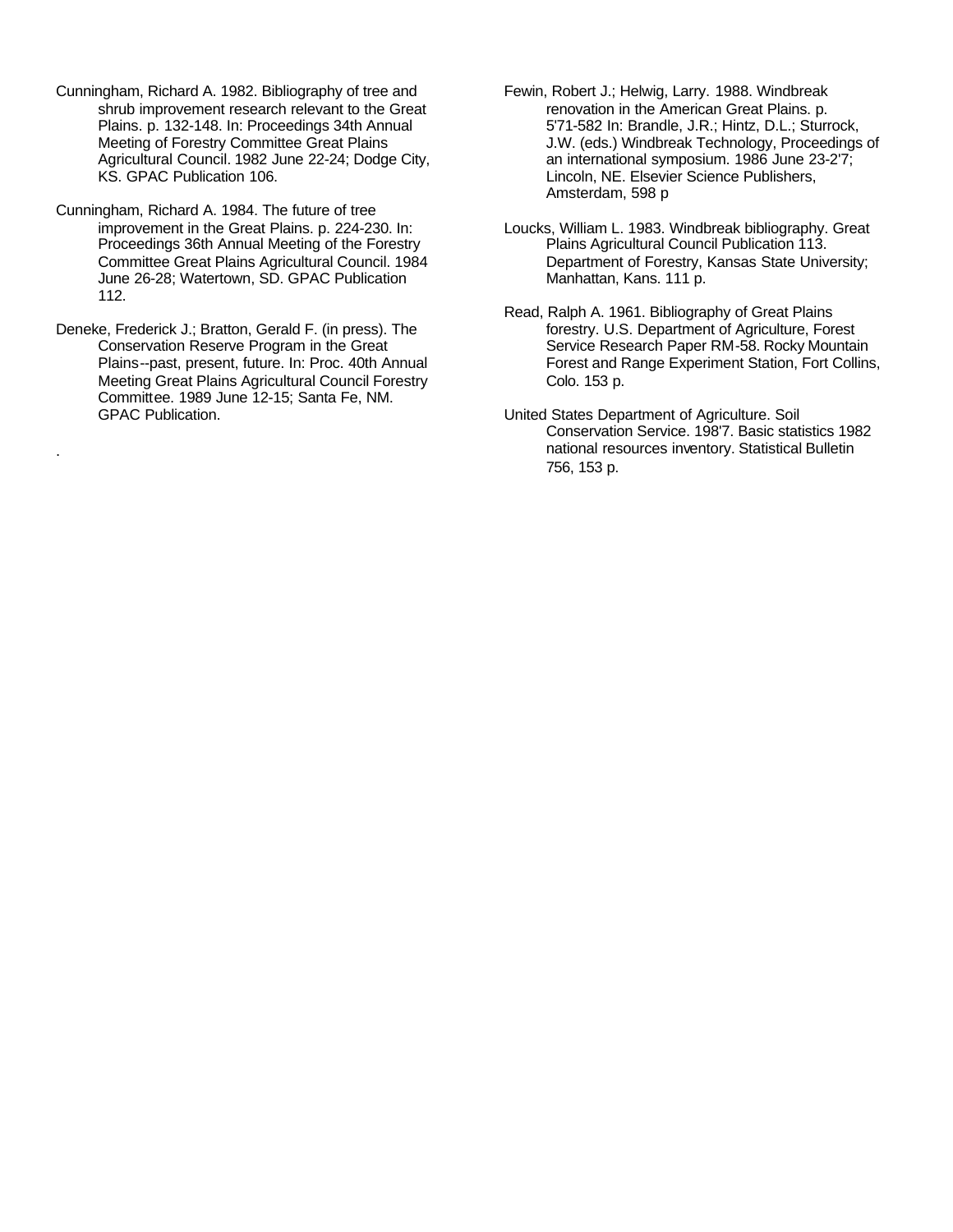Cunningham, Richard A. 1982. Bibliography of tree and shrub improvement research relevant to the Great Plains. p. 132-148. In: Proceedings 34th Annual Meeting of Forestry Committee Great Plains Agricultural Council. 1982 June 22-24; Dodge City, KS. GPAC Publication 106.

Cunningham, Richard A. 1984. The future of tree improvement in the Great Plains. p. 224-230. In: Proceedings 36th Annual Meeting of the Forestry Committee Great Plains Agricultural Council. 1984 June 26-28; Watertown, SD. GPAC Publication 112.

Deneke, Frederick J.; Bratton, Gerald F. (in press). The Conservation Reserve Program in the Great Plains--past, present, future. In: Proc. 40th Annual Meeting Great Plains Agricultural Council Forestry Committee. 1989 June 12-15; Santa Fe, NM. GPAC Publication.

.

Fewin, Robert J.; Helwig, Larry. 1988. Windbreak renovation in the American Great Plains. p. 5'71-582 In: Brandle, J.R.; Hintz, D.L.; Sturrock, J.W. (eds.) Windbreak Technology, Proceedings of an international symposium. 1986 June 23-2'7; Lincoln, NE. Elsevier Science Publishers, Amsterdam, 598 p

Loucks, William L. 1983. Windbreak bibliography. Great Plains Agricultural Council Publication 113. Department of Forestry, Kansas State University; Manhattan, Kans. 111 p.

Read, Ralph A. 1961. Bibliography of Great Plains forestry. U.S. Department of Agriculture, Forest Service Research Paper RM-58. Rocky Mountain Forest and Range Experiment Station, Fort Collins, Colo. 153 p.

United States Department of Agriculture. Soil Conservation Service. 198'7. Basic statistics 1982 national resources inventory. Statistical Bulletin 756, 153 p.